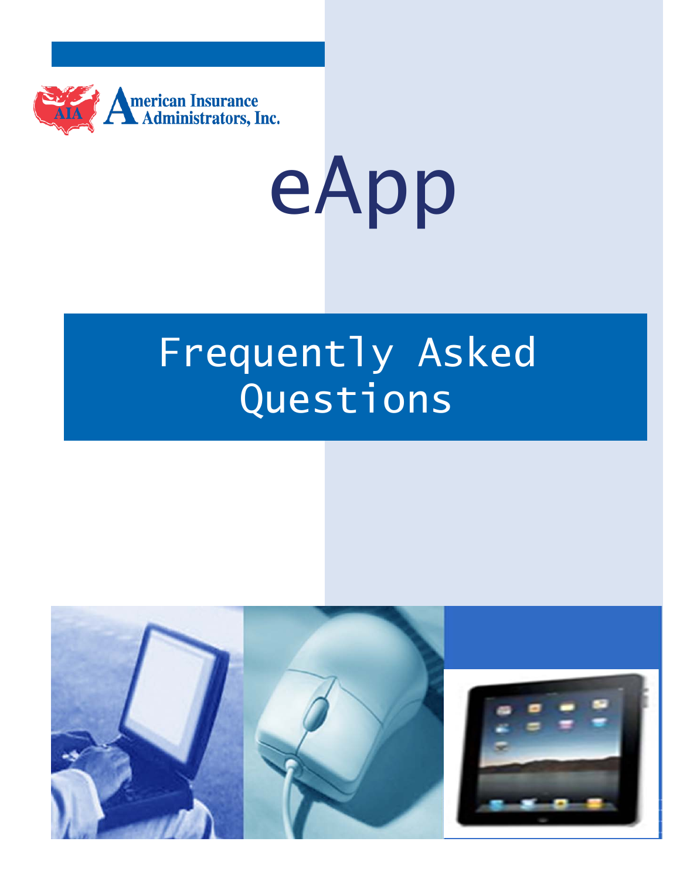American Insurance Administrators, Inc.

# eApp

## Frequently Asked Questions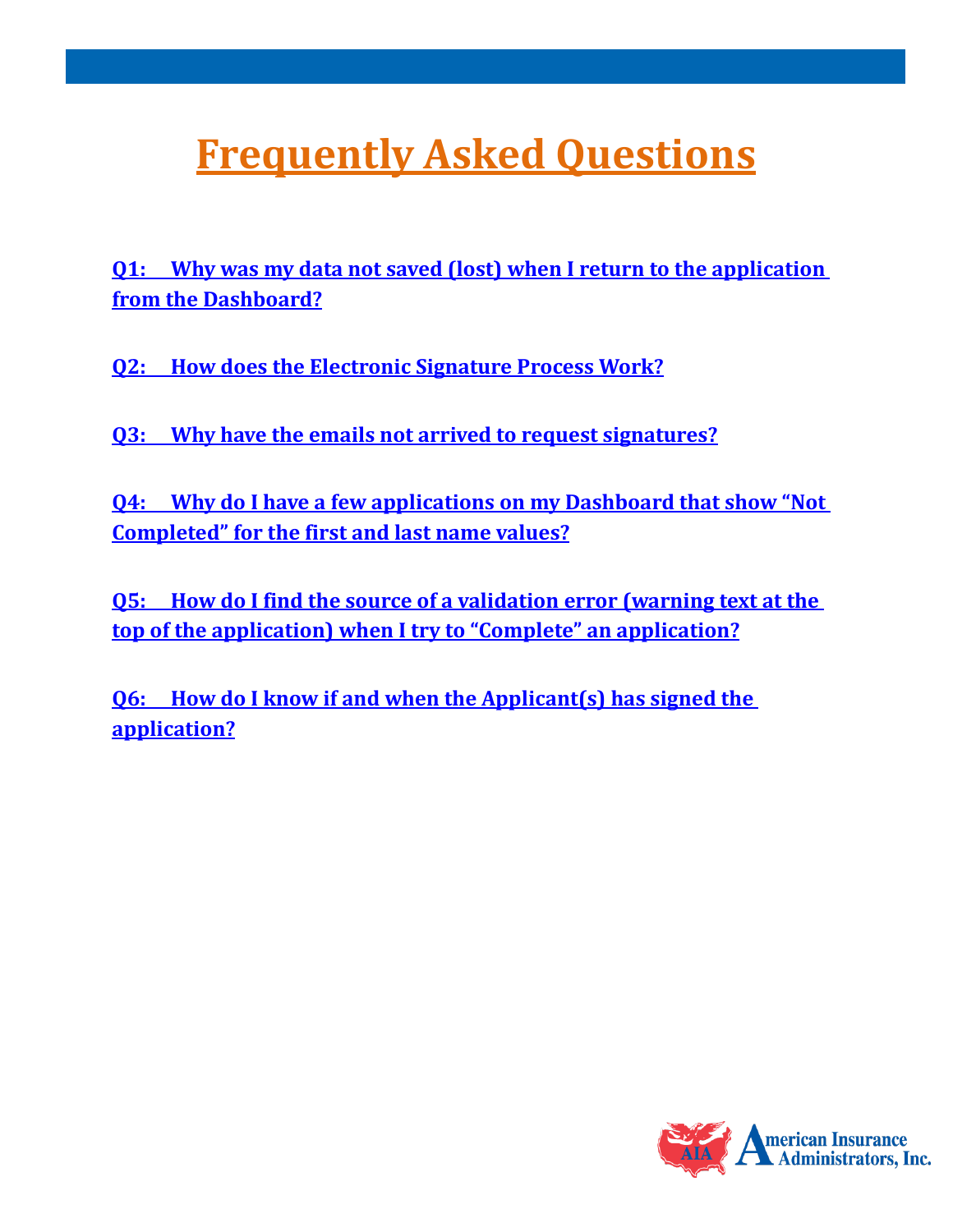# Frequently Asked Questions

**Q1: Why was my data not saved (lost) when I return to the application from the Dashboard?**

**Q2: How does the Electronic Signature Process Work?**

**Q3: Why have the emails not arrived to request signatures?**

**Q4: Why do I have a few applications on my Dashboard that show "Not Completed" for the first and last name values?**

**Q5: How do I find the source of a validation error (warning text at the top of the application) when I try to "Complete" an application?**

**Q6: How do I know if and when the Applicant(s) has signed the application?**

American Insurance Administrators, Inc.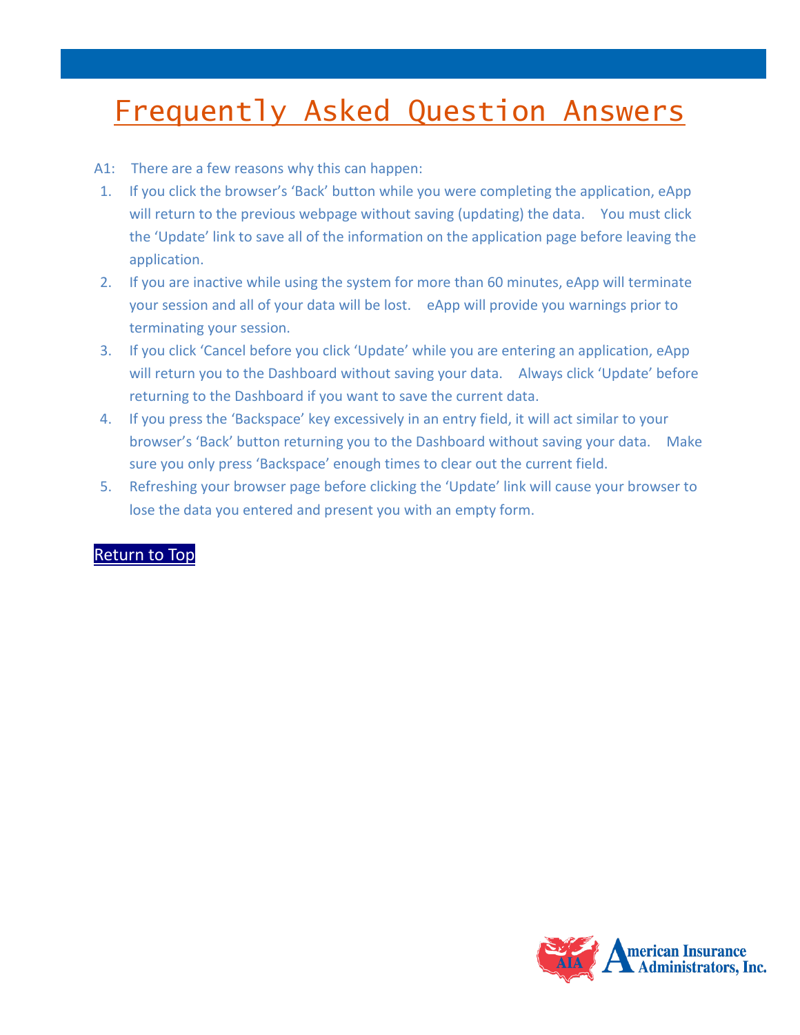# Frequently Asked Question Answers

A1: There are a few reasons why this can happen:

1. If you click the browser's 'Back' button while you were completing the application, eApp will return to the previous webpage without saving (updating) the data. You must click the 'Update' link to save all of the information on the application page before leaving the application.
2. If you are inactive while using the system for more than 60 minutes, eApp will terminate your session and all of your data will be lost. eApp will provide you warnings prior to terminating your session.
3. If you click 'Cancel before you click 'Update' while you are entering an application, eApp will return you to the Dashboard without saving your data. Always click 'Update' before returning to the Dashboard if you want to save the current data.
4. If you press the 'Backspace' key excessively in an entry field, it will act similar to your browser's 'Back' button returning you to the Dashboard without saving your data. Make sure you only press 'Backspace' enough times to clear out the current field.
5. Refreshing your browser page before clicking the 'Update' link will cause your browser to lose the data you entered and present you with an empty form.

Return to Top

American Insurance Administrators, Inc.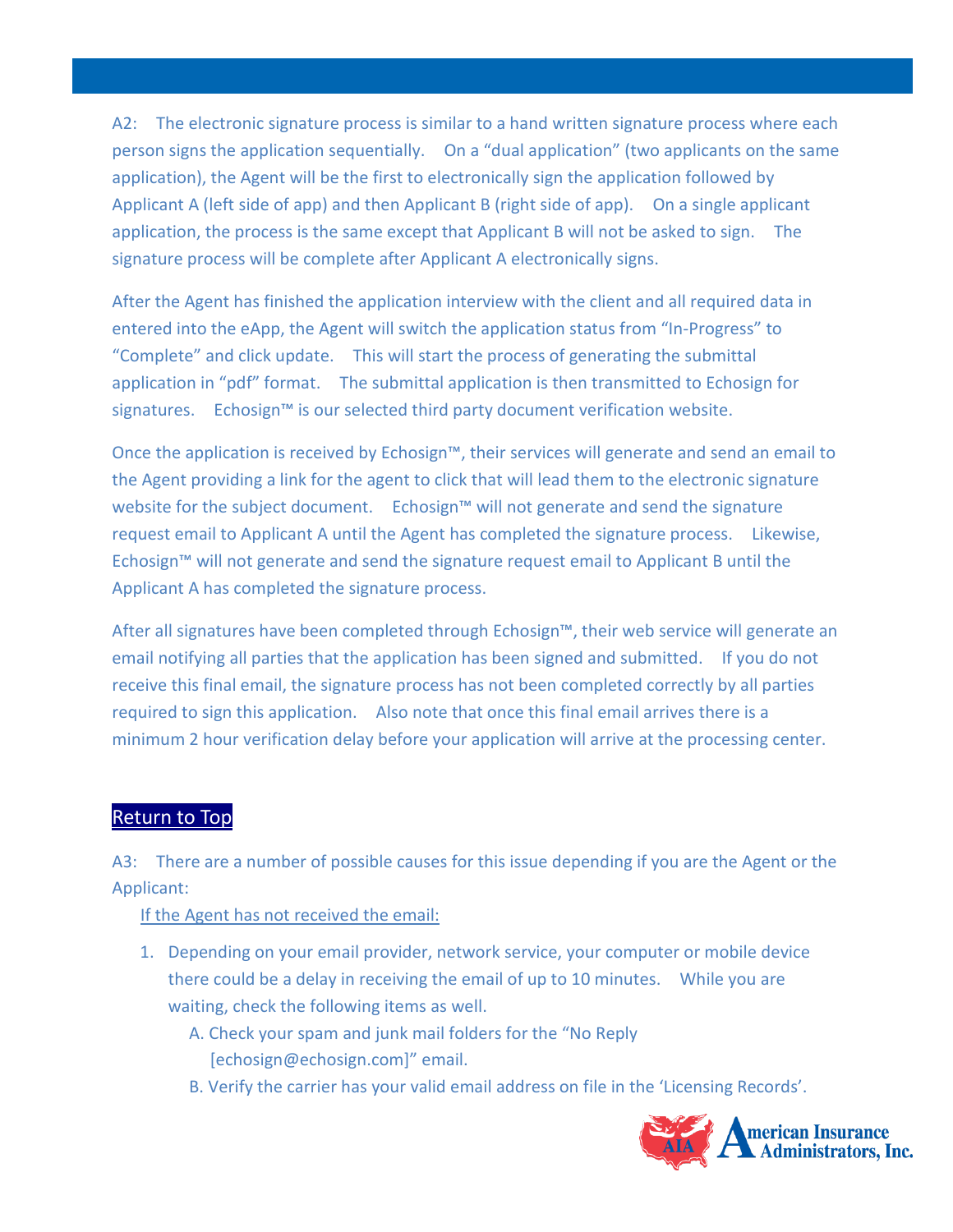A2: The electronic signature process is similar to a hand written signature process where each person signs the application sequentially. On a "dual application" (two applicants on the same application), the Agent will be the first to electronically sign the application followed by Applicant A (left side of app) and then Applicant B (right side of app). On a single applicant application, the process is the same except that Applicant B will not be asked to sign. The signature process will be complete after Applicant A electronically signs.

After the Agent has finished the application interview with the client and all required data in entered into the eApp, the Agent will switch the application status from "In-Progress" to "Complete" and click update. This will start the process of generating the submittal application in "pdf" format. The submittal application is then transmitted to Echosign for signatures. Echosign™ is our selected third party document verification website.

Once the application is received by Echosign™, their services will generate and send an email to the Agent providing a link for the agent to click that will lead them to the electronic signature website for the subject document. Echosign™ will not generate and send the signature request email to Applicant A until the Agent has completed the signature process. Likewise, Echosign™ will not generate and send the signature request email to Applicant B until the Applicant A has completed the signature process.

After all signatures have been completed through Echosign™, their web service will generate an email notifying all parties that the application has been signed and submitted. If you do not receive this final email, the signature process has not been completed correctly by all parties required to sign this application. Also note that once this final email arrives there is a minimum 2 hour verification delay before your application will arrive at the processing center.

Return to Top

A3: There are a number of possible causes for this issue depending if you are the Agent or the Applicant:

If the Agent has not received the email:

1. Depending on your email provider, network service, your computer or mobile device there could be a delay in receiving the email of up to 10 minutes. While you are waiting, check the following items as well.
   A. Check your spam and junk mail folders for the "No Reply [echosign@echosign.com]" email.
   B. Verify the carrier has your valid email address on file in the 'Licensing Records'.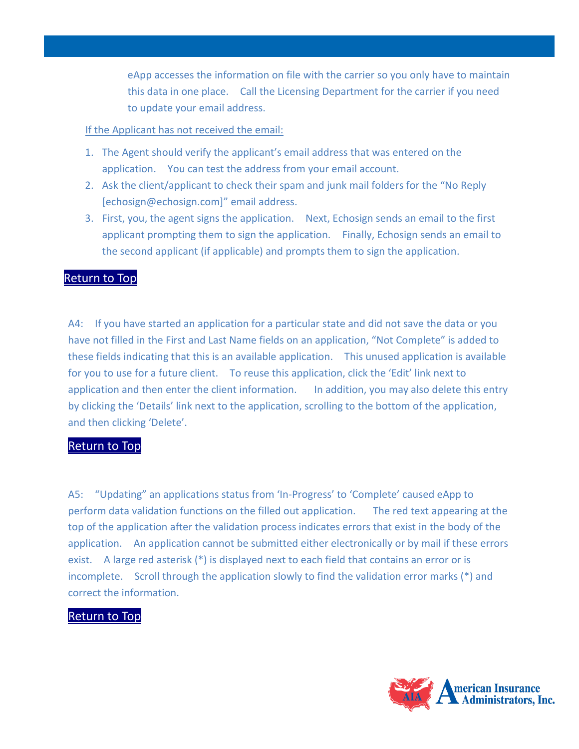eApp accesses the information on file with the carrier so you only have to maintain this data in one place. Call the Licensing Department for the carrier if you need to update your email address.

<u>If the Applicant has not received the email:</u>

1. The Agent should verify the applicant's email address that was entered on the application. You can test the address from your email account.
2. Ask the client/applicant to check their spam and junk mail folders for the "No Reply [echosign@echosign.com]" email address.
3. First, you, the agent signs the application. Next, Echosign sends an email to the first applicant prompting them to sign the application. Finally, Echosign sends an email to the second applicant (if applicable) and prompts them to sign the application.

Return to Top

A4: If you have started an application for a particular state and did not save the data or you have not filled in the First and Last Name fields on an application, "Not Complete" is added to these fields indicating that this is an available application. This unused application is available for you to use for a future client. To reuse this application, click the 'Edit' link next to application and then enter the client information. In addition, you may also delete this entry by clicking the 'Details' link next to the application, scrolling to the bottom of the application, and then clicking 'Delete'.

Return to Top

A5: "Updating" an applications status from 'In-Progress' to 'Complete' caused eApp to perform data validation functions on the filled out application. The red text appearing at the top of the application after the validation process indicates errors that exist in the body of the application. An application cannot be submitted either electronically or by mail if these errors exist. A large red asterisk (*) is displayed next to each field that contains an error or is incomplete. Scroll through the application slowly to find the validation error marks (*) and correct the information.

Return to Top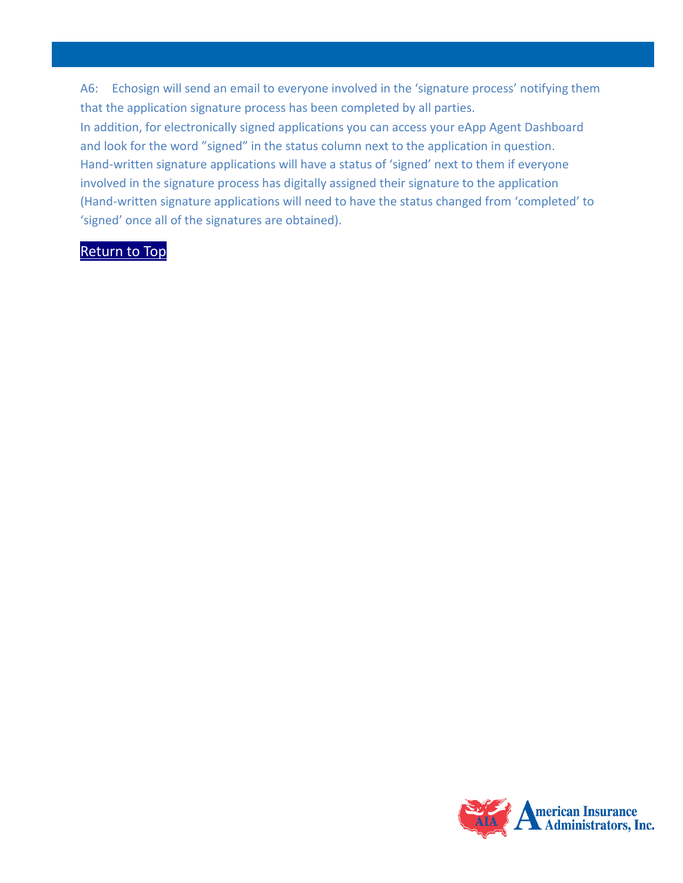A6: Echosign will send an email to everyone involved in the 'signature process' notifying them that the application signature process has been completed by all parties.

In addition, for electronically signed applications you can access your eApp Agent Dashboard and look for the word "signed" in the status column next to the application in question. Hand-written signature applications will have a status of 'signed' next to them if everyone involved in the signature process has digitally assigned their signature to the application (Hand-written signature applications will need to have the status changed from 'completed' to 'signed' once all of the signatures are obtained).

Return to Top